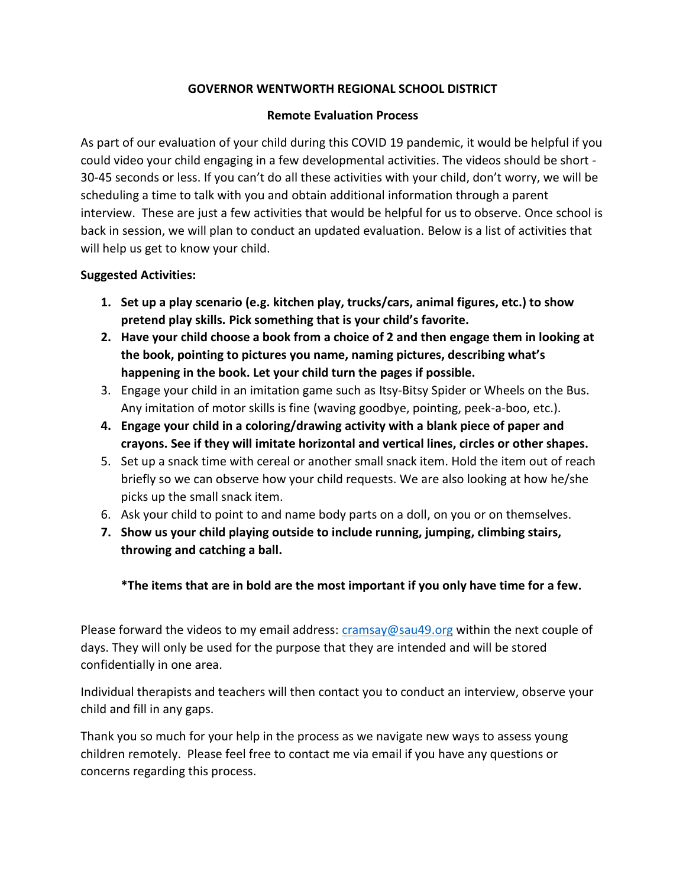**GOVERNOR WENTWORTH REGIONAL SCHOOL DISTRICT**

**Remote Evaluation Process**

As part of our evaluation of your child during this COVID 19 pandemic, it would be helpful if you could video your child engaging in a few developmental activities. The videos should be short - 30-45 seconds or less. If you can't do all these activities with your child, don't worry, we will be scheduling a time to talk with you and obtain additional information through a parent interview. These are just a few activities that would be helpful for us to observe. Once school is back in session, we will plan to conduct an updated evaluation. Below is a list of activities that will help us get to know your child.

**Suggested Activities:**

1. **Set up a play scenario (e.g. kitchen play, trucks/cars, animal figures, etc.) to show pretend play skills. Pick something that is your child's favorite.**
2. **Have your child choose a book from a choice of 2 and then engage them in looking at the book, pointing to pictures you name, naming pictures, describing what's happening in the book. Let your child turn the pages if possible.**
3. Engage your child in an imitation game such as Itsy-Bitsy Spider or Wheels on the Bus. Any imitation of motor skills is fine (waving goodbye, pointing, peek-a-boo, etc.).
4. **Engage your child in a coloring/drawing activity with a blank piece of paper and crayons. See if they will imitate horizontal and vertical lines, circles or other shapes.**
5. Set up a snack time with cereal or another small snack item. Hold the item out of reach briefly so we can observe how your child requests. We are also looking at how he/she picks up the small snack item.
6. Ask your child to point to and name body parts on a doll, on you or on themselves.
7. **Show us your child playing outside to include running, jumping, climbing stairs, throwing and catching a ball.**

**\*The items that are in bold are the most important if you only have time for a few.**

Please forward the videos to my email address: cramsay@sau49.org within the next couple of days. They will only be used for the purpose that they are intended and will be stored confidentially in one area.

Individual therapists and teachers will then contact you to conduct an interview, observe your child and fill in any gaps.

Thank you so much for your help in the process as we navigate new ways to assess young children remotely. Please feel free to contact me via email if you have any questions or concerns regarding this process.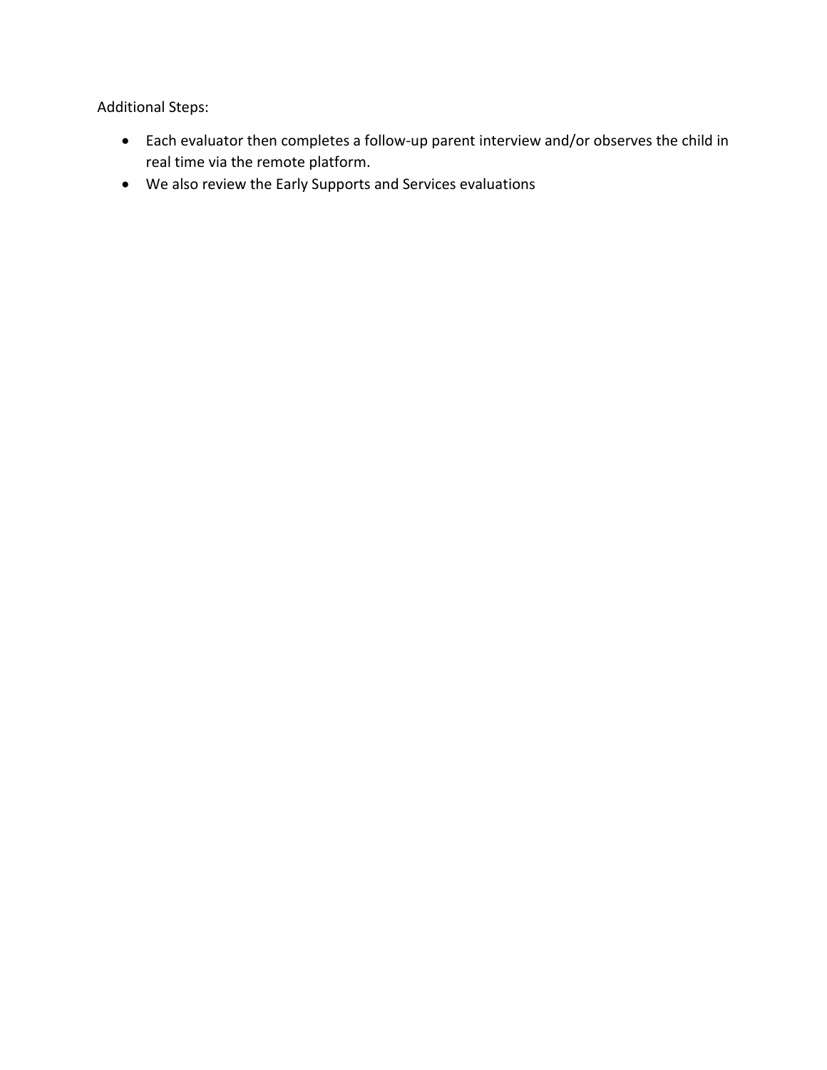Additional Steps:

- Each evaluator then completes a follow-up parent interview and/or observes the child in real time via the remote platform.
- We also review the Early Supports and Services evaluations